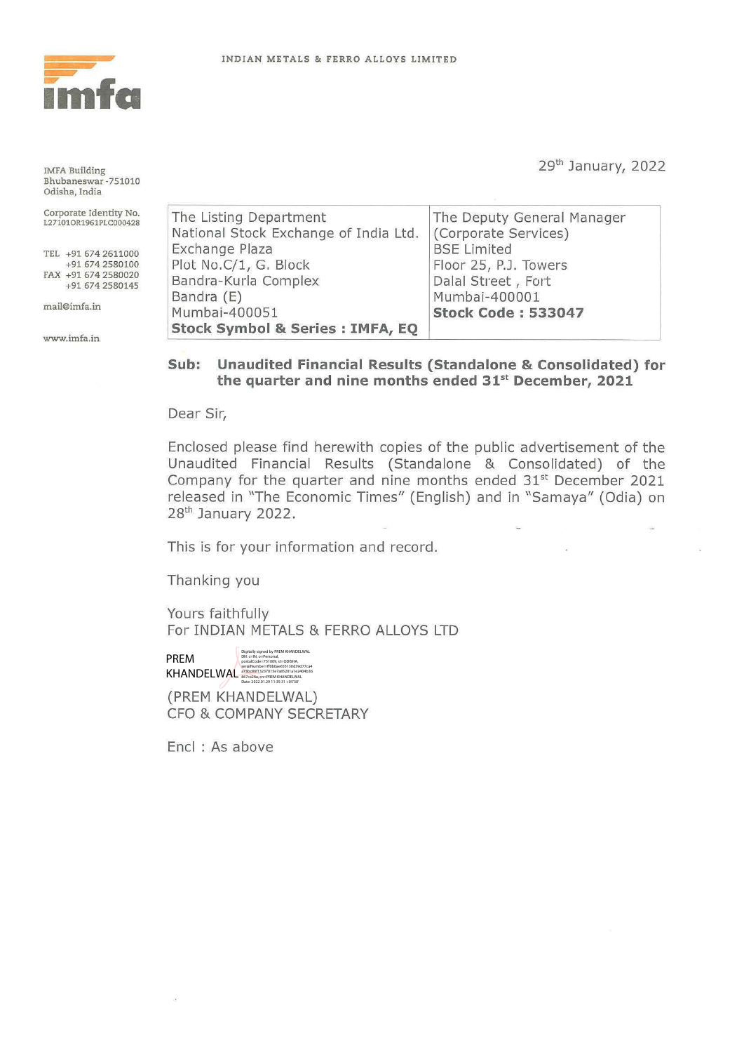INDIAN METALS & FERRO ALLOYS LIMITED

imfa

IMFA Building
Bhubaneswar-751010
Odisha, India

Corporate Identity No.
L27101OR1961PLC000428

TEL +91 674 2611000
+91 674 2580100
FAX +91 674 2580020
+91 674 2580145

mail@imfa.in

www.imfa.in

29th January, 2022

| The Listing Department<br>National Stock Exchange of India Ltd.<br>Exchange Plaza<br>Plot No.C/1, G. Block<br>Bandra-Kurla Complex<br>Bandra (E)<br>Mumbai-400051<br>**Stock Symbol & Series : IMFA, EQ** | The Deputy General Manager<br>(Corporate Services)<br>BSE Limited<br>Floor 25, P.J. Towers<br>Dalal Street , Fort<br>Mumbai-400001<br>**Stock Code : 533047** |
|---|---|

**Sub: Unaudited Financial Results (Standalone & Consolidated) for the quarter and nine months ended 31st December, 2021**

Dear Sir,

Enclosed please find herewith copies of the public advertisement of the Unaudited Financial Results (Standalone & Consolidated) of the Company for the quarter and nine months ended 31st December 2021 released in "The Economic Times" (English) and in "Samaya" (Odia) on 28th January 2022.

This is for your information and record.

Thanking you

Yours faithfully
For INDIAN METALS & FERRO ALLOYS LTD

PREM KHANDELWAL

Digitally signed by PREM KHANDELWAL
Date: 2022.01.29 11:35:31 +05'30'

(PREM KHANDELWAL)
CFO & COMPANY SECRETARY

Encl : As above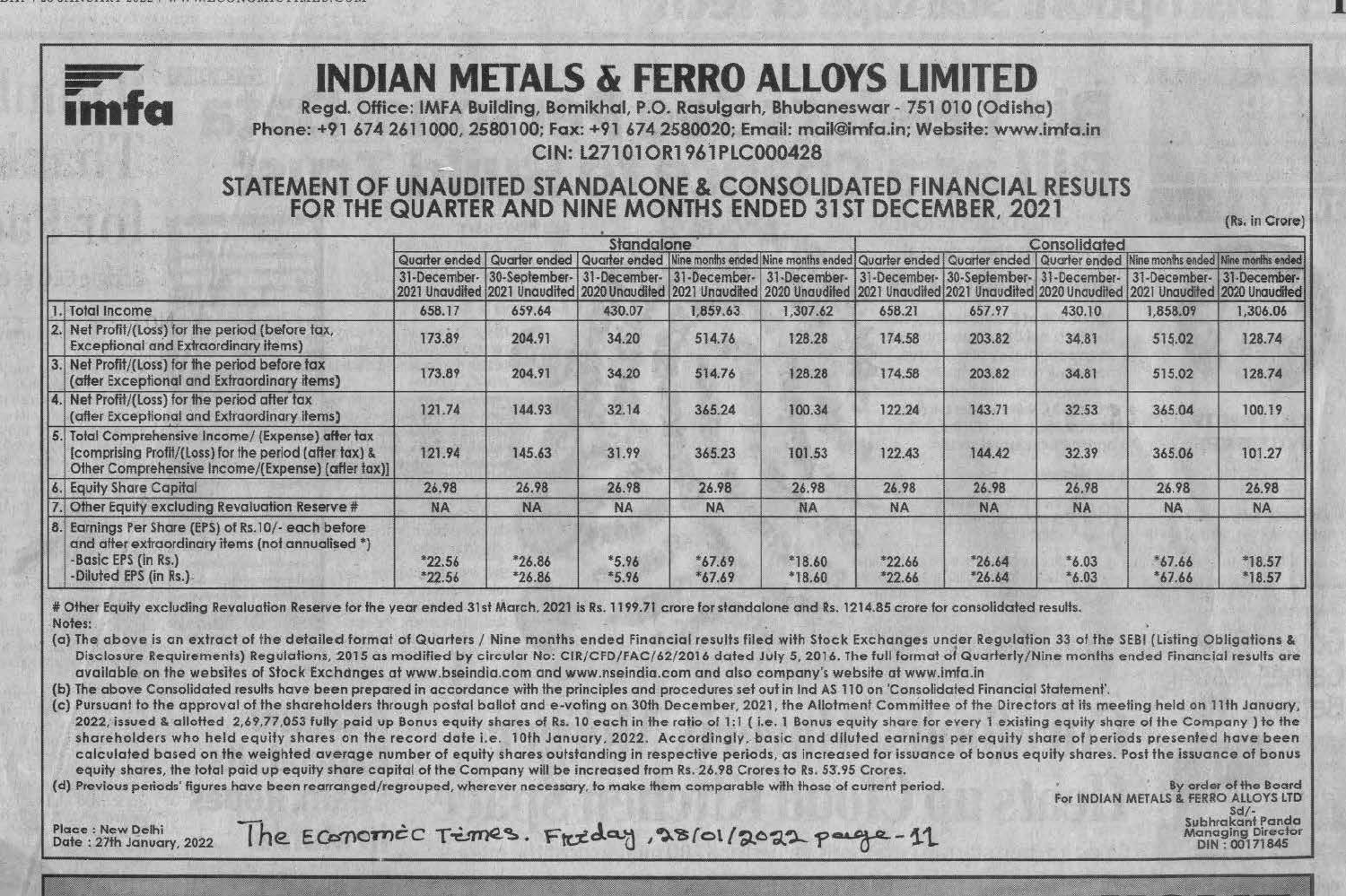# INDIAN METALS & FERRO ALLOYS LIMITED

Regd. Office: IMFA Building, Bomikhal, P.O. Rasulgarh, Bhubaneswar - 751 010 (Odisha)
Phone: +91 674 2611000, 2580100; Fax: +91 674 2580020; Email: mail@imfa.in; Website: www.imfa.in
CIN: L27101OR1961PLC000428

## STATEMENT OF UNAUDITED STANDALONE & CONSOLIDATED FINANCIAL RESULTS FOR THE QUARTER AND NINE MONTHS ENDED 31ST DECEMBER, 2021

(Rs. in Crore)

| | | Standalone | | | | | Consolidated | | | | |
|---|---|---|---|---|---|---|---|---|---|---|---|
| | | Quarter ended | Quarter ended | Quarter ended | Nine months ended | Nine months ended | Quarter ended | Quarter ended | Quarter ended | Nine months ended | Nine months ended |
| | | 31-December-2021 Unaudited | 30-September-2021 Unaudited | 31-December-2020 Unaudited | 31-December-2021 Unaudited | 31-December-2020 Unaudited | 31-December-2021 Unaudited | 30-September-2021 Unaudited | 31-December-2020 Unaudited | 31-December-2021 Unaudited | 31-December-2020 Unaudited |
| 1. | Total Income | 658.17 | 659.64 | 430.07 | 1,859.63 | 1,307.62 | 658.21 | 657.97 | 430.10 | 1,858.09 | 1,306.06 |
| 2. | Net Profit/(Loss) for the period (before tax, Exceptional and Extraordinary items) | 173.89 | 204.91 | 34.20 | 514.76 | 128.28 | 174.58 | 203.82 | 34.81 | 515.02 | 128.74 |
| 3. | Net Profit/(Loss) for the period before tax (after Exceptional and Extraordinary items) | 173.89 | 204.91 | 34.20 | 514.76 | 128.28 | 174.58 | 203.82 | 34.81 | 515.02 | 128.74 |
| 4. | Net Profit/(Loss) for the period after tax (after Exceptional and Extraordinary items) | 121.74 | 144.93 | 32.14 | 365.24 | 100.34 | 122.24 | 143.71 | 32.53 | 365.04 | 100.19 |
| 5. | Total Comprehensive Income/ (Expense) after tax [comprising Profit/(Loss) for the period (after tax) & Other Comprehensive Income/(Expense) (after tax)] | 121.94 | 145.63 | 31.99 | 365.23 | 101.53 | 122.43 | 144.42 | 32.39 | 365.06 | 101.27 |
| 6. | Equity Share Capital | 26.98 | 26.98 | 26.98 | 26.98 | 26.98 | 26.98 | 26.98 | 26.98 | 26.98 | 26.98 |
| 7. | Other Equity excluding Revaluation Reserve # | NA | NA | NA | NA | NA | NA | NA | NA | NA | NA |
| 8. | Earnings Per Share (EPS) of Rs.10/- each before and after extraordinary items (not annualised *) | | | | | | | | | | |
| | -Basic EPS (in Rs.) | *22.56 | *26.86 | *5.96 | *67.69 | *18.60 | *22.66 | *26.64 | *6.03 | *67.66 | *18.57 |
| | -Diluted EPS (in Rs.) | *22.56 | *26.86 | *5.96 | *67.69 | *18.60 | *22.66 | *26.64 | *6.03 | *67.66 | *18.57 |

# Other Equity excluding Revaluation Reserve for the year ended 31st March, 2021 is Rs. 1199.71 crore for standalone and Rs. 1214.85 crore for consolidated results.

Notes:

(a) The above is an extract of the detailed format of Quarters / Nine months ended Financial results filed with Stock Exchanges under Regulation 33 of the SEBI (Listing Obligations & Disclosure Requirements) Regulations, 2015 as modified by circular No: CIR/CFD/FAC/62/2016 dated July 5, 2016. The full format of Quarterly/Nine months ended Financial results are available on the websites of Stock Exchanges at www.bseindia.com and www.nseindia.com and also company's website at www.imfa.in

(b) The above Consolidated results have been prepared in accordance with the principles and procedures set out in Ind AS 110 on 'Consolidated Financial Statement'.

(c) Pursuant to the approval of the shareholders through postal ballot and e-voting on 30th December, 2021, the Allotment Committee of the Directors at its meeting held on 11th January, 2022, issued & allotted 2,69,77,053 fully paid up Bonus equity shares of Rs. 10 each in the ratio of 1:1 ( i.e. 1 Bonus equity share for every 1 existing equity share of the Company ) to the shareholders who held equity shares on the record date i.e. 10th January, 2022. Accordingly, basic and diluted earnings per equity share of periods presented have been calculated based on the weighted average number of equity shares outstanding in respective periods, as increased for issuance of bonus equity shares. Post the issuance of bonus equity shares, the total paid up equity share capital of the Company will be increased from Rs. 26.98 Crores to Rs. 53.95 Crores.

(d) Previous periods' figures have been rearranged/regrouped, wherever necessary, to make them comparable with those of current period.

Place : New Delhi
Date : 27th January, 2022

The Economic Times. Friday, 28/01/2022 page-11

By order of the Board
For INDIAN METALS & FERRO ALLOYS LTD
Sd/-
Subhrakant Panda
Managing Director
DIN : 00171845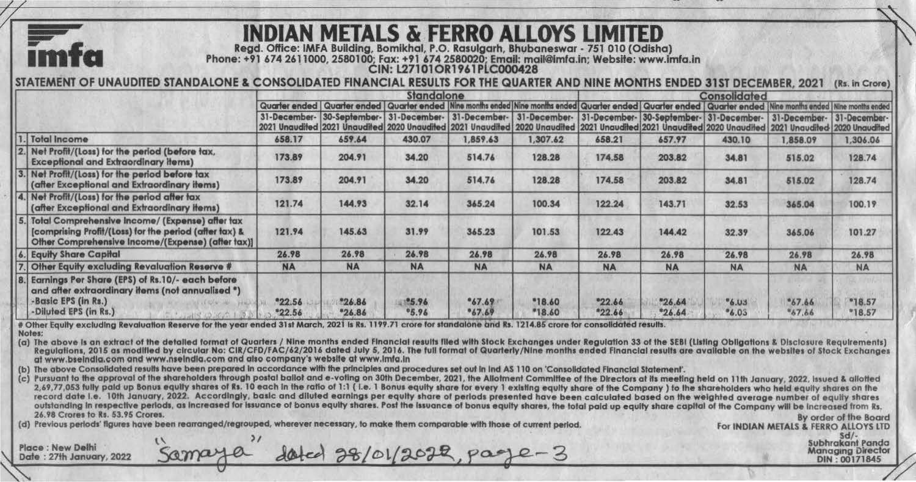# INDIAN METALS & FERRO ALLOYS LIMITED

Regd. Office: IMFA Building, Bomikhal, P.O. Rasulgarh, Bhubaneswar - 751 010 (Odisha)
Phone: +91 674 2611000, 2580100; Fax: +91 674 2580020; Email: mail@imfa.in; Website: www.imfa.in
CIN: L27101OR1961PLC000428

## STATEMENT OF UNAUDITED STANDALONE & CONSOLIDATED FINANCIAL RESULTS FOR THE QUARTER AND NINE MONTHS ENDED 31ST DECEMBER, 2021 (Rs. in Crore)

| | | Standalone | | | | | Consolidated | | | | |
|---|---|---|---|---|---|---|---|---|---|---|---|
| | | Quarter ended 31-December-2021 Unaudited | Quarter ended 30-September-2021 Unaudited | Quarter ended 31-December-2020 Unaudited | Nine months ended 31-December-2021 Unaudited | Nine months ended 31-December-2020 Unaudited | Quarter ended 31-December-2021 Unaudited | Quarter ended 30-September-2021 Unaudited | Quarter ended 31-December-2020 Unaudited | Nine months ended 31-December-2021 Unaudited | Nine months ended 31-December-2020 Unaudited |
| 1. | Total Income | 658.17 | 659.64 | 430.07 | 1,859.63 | 1,307.62 | 658.21 | 657.97 | 430.10 | 1,858.09 | 1,306.06 |
| 2. | Net Profit/(Loss) for the period (before tax, Exceptional and Extraordinary items) | 173.89 | 204.91 | 34.20 | 514.76 | 128.28 | 174.58 | 203.82 | 34.81 | 515.02 | 128.74 |
| 3. | Net Profit/(Loss) for the period before tax (after Exceptional and Extraordinary items) | 173.89 | 204.91 | 34.20 | 514.76 | 128.28 | 174.58 | 203.82 | 34.81 | 515.02 | 128.74 |
| 4. | Net Profit/(Loss) for the period after tax (after Exceptional and Extraordinary items) | 121.74 | 144.93 | 32.14 | 365.24 | 100.34 | 122.24 | 143.71 | 32.53 | 365.04 | 100.19 |
| 5. | Total Comprehensive Income/ (Expense) after tax [comprising Profit/(Loss) for the period (after tax) & Other Comprehensive Income/(Expense) (after tax)] | 121.94 | 145.63 | 31.99 | 365.23 | 101.53 | 122.43 | 144.42 | 32.39 | 365.06 | 101.27 |
| 6. | Equity Share Capital | 26.98 | 26.98 | 26.98 | 26.98 | 26.98 | 26.98 | 26.98 | 26.98 | 26.98 | 26.98 |
| 7. | Other Equity excluding Revaluation Reserve # | NA | NA | NA | NA | NA | NA | NA | NA | NA | NA |
| 8. | Earnings Per Share (EPS) of Rs.10/- each before and after extraordinary items (not annualised *) | | | | | | | | | | |
| | -Basic EPS (in Rs.) | *22.56 | *26.86 | *5.96 | *67.69 | *18.60 | *22.66 | *26.64 | *6.03 | *67.66 | *18.57 |
| | -Diluted EPS (in Rs.) | *22.56 | *26.86 | *5.96 | *67.69 | *18.60 | *22.66 | *26.64 | *6.03 | *67.66 | *18.57 |

# Other Equity excluding Revaluation Reserve for the year ended 31st March, 2021 is Rs. 1199.71 crore for standalone and Rs. 1214.85 crore for consolidated results.

**Notes:**

(a) The above is an extract of the detailed format of Quarters / Nine months ended Financial results filed with Stock Exchanges under Regulation 33 of the SEBI (Listing Obligations & Disclosure Requirements) Regulations, 2015 as modified by circular No: CIR/CFD/FAC/62/2016 dated July 5, 2016. The full format of Quarterly/Nine months ended Financial results are available on the websites of Stock Exchanges at www.bseindia.com and www.nseindia.com and also company's website at www.imfa.in

(b) The above Consolidated results have been prepared in accordance with the principles and procedures set out in Ind AS 110 on 'Consolidated Financial Statement'.

(c) Pursuant to the approval of the shareholders through postal ballot and e-voting on 30th December, 2021, the Allotment Committee of the Directors at its meeting held on 11th January, 2022, issued & allotted 2,69,77,053 fully paid up Bonus equity shares of Rs. 10 each in the ratio of 1:1 ( i.e. 1 Bonus equity share for every 1 existing equity share of the Company ) to the shareholders who held equity shares on the record date i.e. 10th January, 2022. Accordingly, basic and diluted earnings per equity share of periods presented have been calculated based on the weighted average number of equity shares outstanding in respective periods, as increased for issuance of bonus equity shares. Post the issuance of bonus equity shares, the total paid up equity share capital of the Company will be increased from Rs. 26.98 Crores to Rs. 53.95 Crores.

(d) Previous periods' figures have been rearranged/regrouped, wherever necessary, to make them comparable with those of current period.

By order of the Board
For INDIAN METALS & FERRO ALLOYS LTD
Sd/-
Subhrakant Panda
Managing Director
DIN : 00171845

Place : New Delhi
Date : 27th January, 2022

"Samaya" dated 28/01/2022, page-3